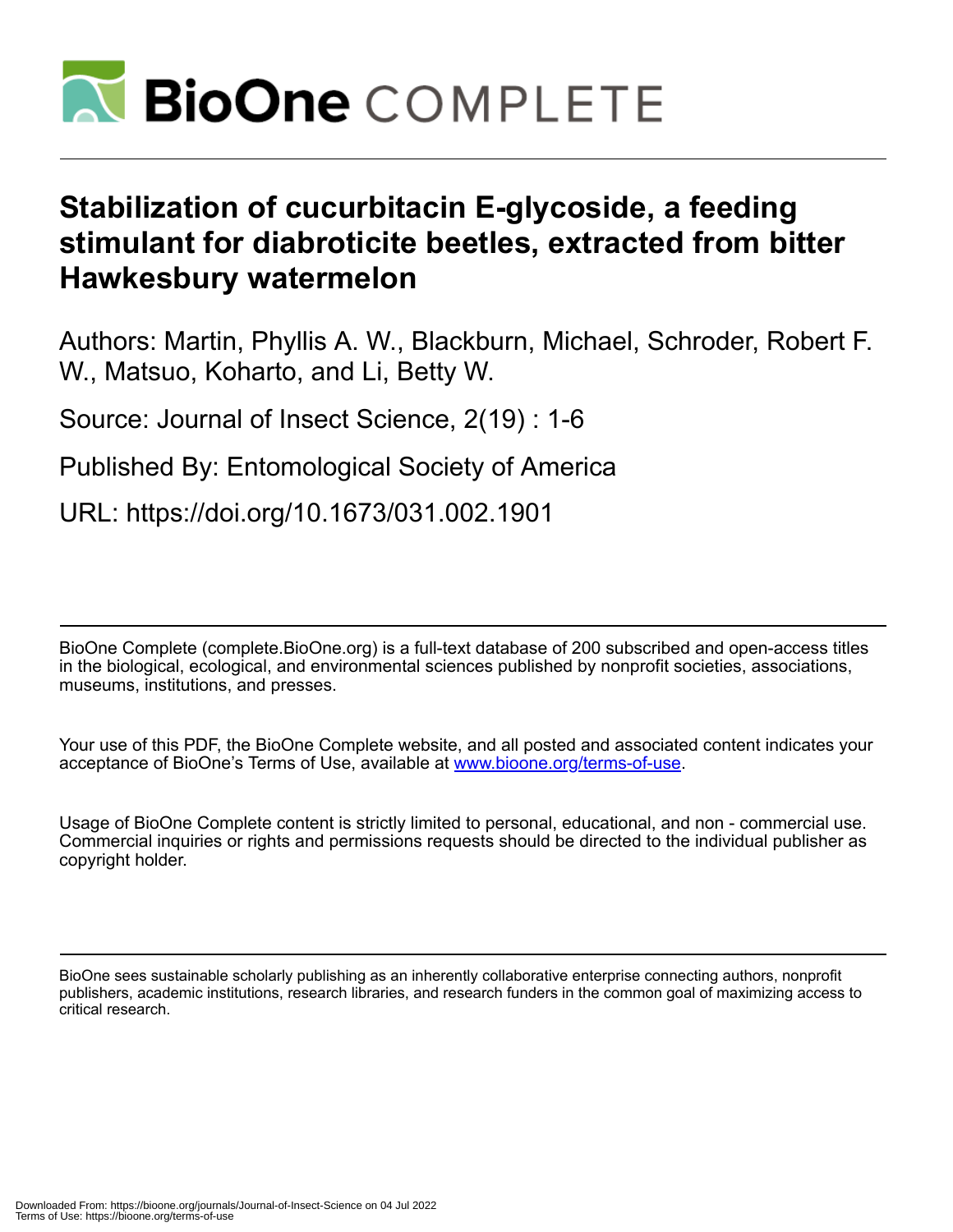# Stabilization of cucurbitacin E-glycoside, a feeding stimulant for diabroticite beetles, extracted from bitter Hawkesbury watermelon

Authors: Martin, Phyllis A. W., Blackburn, Michael, Schroder, Robert F. W., Matsuo, Koharto, and Li, Betty W.

Source: Journal of Insect Science, 2(19) : 1-6

Published By: Entomological Society of America

URL: https://doi.org/10.1673/031.002.1901

BioOne Complete (complete.BioOne.org) is a full-text database of 200 subscribed and open-access titles in the biological, ecological, and environmental sciences published by nonprofit societies, associations, museums, institutions, and presses.

Your use of this PDF, the BioOne Complete website, and all posted and associated content indicates your acceptance of BioOne's Terms of Use, available at www.bioone.org/terms-of-use.

Usage of BioOne Complete content is strictly limited to personal, educational, and non - commercial use. Commercial inquiries or rights and permissions requests should be directed to the individual publisher as copyright holder.

BioOne sees sustainable scholarly publishing as an inherently collaborative enterprise connecting authors, nonprofit publishers, academic institutions, research libraries, and research funders in the common goal of maximizing access to critical research.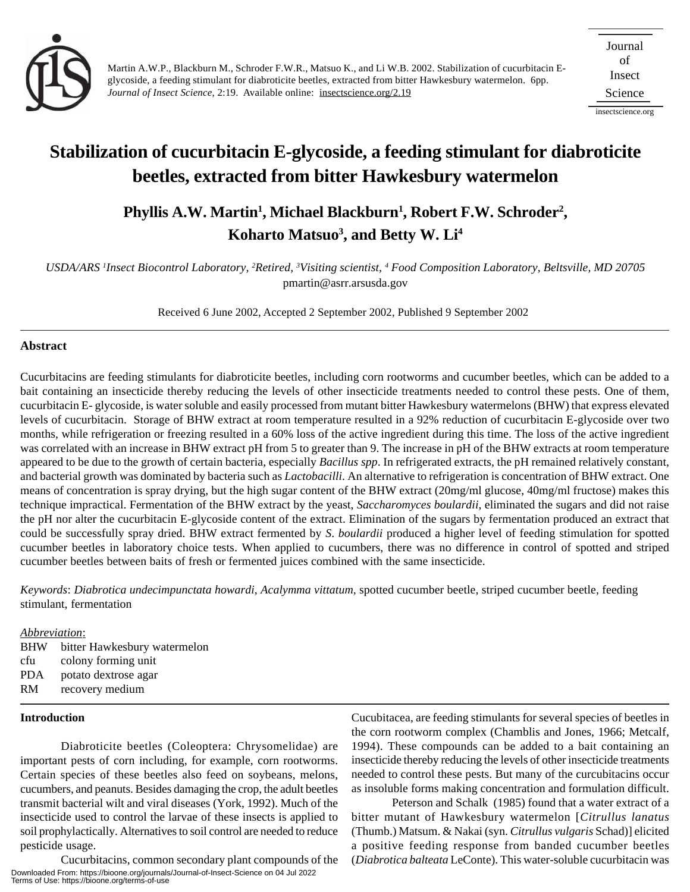# Stabilization of cucurbitacin E-glycoside, a feeding stimulant for diabroticite beetles, extracted from bitter Hawkesbury watermelon

**Phyllis A.W. Martin[1], Michael Blackburn[1], Robert F.W. Schroder[2], Koharto Matsuo[3], and Betty W. Li[4]**

*USDA/ARS [1]Insect Biocontrol Laboratory, [2]Retired, [3]Visiting scientist, [4] Food Composition Laboratory, Beltsville, MD 20705*
pmartin@asrr.arsusda.gov

Received 6 June 2002, Accepted 2 September 2002, Published 9 September 2002

## Abstract

Cucurbitacins are feeding stimulants for diabroticite beetles, including corn rootworms and cucumber beetles, which can be added to a bait containing an insecticide thereby reducing the levels of other insecticide treatments needed to control these pests. One of them, cucurbitacin E- glycoside, is water soluble and easily processed from mutant bitter Hawkesbury watermelons (BHW) that express elevated levels of cucurbitacin. Storage of BHW extract at room temperature resulted in a 92% reduction of cucurbitacin E-glycoside over two months, while refrigeration or freezing resulted in a 60% loss of the active ingredient during this time. The loss of the active ingredient was correlated with an increase in BHW extract pH from 5 to greater than 9. The increase in pH of the BHW extracts at room temperature appeared to be due to the growth of certain bacteria, especially *Bacillus spp*. In refrigerated extracts, the pH remained relatively constant, and bacterial growth was dominated by bacteria such as *Lactobacilli*. An alternative to refrigeration is concentration of BHW extract. One means of concentration is spray drying, but the high sugar content of the BHW extract (20mg/ml glucose, 40mg/ml fructose) makes this technique impractical. Fermentation of the BHW extract by the yeast, *Saccharomyces boulardii*, eliminated the sugars and did not raise the pH nor alter the cucurbitacin E-glycoside content of the extract. Elimination of the sugars by fermentation produced an extract that could be successfully spray dried. BHW extract fermented by *S. boulardii* produced a higher level of feeding stimulation for spotted cucumber beetles in laboratory choice tests. When applied to cucumbers, there was no difference in control of spotted and striped cucumber beetles between baits of fresh or fermented juices combined with the same insecticide.

*Keywords*: *Diabrotica undecimpunctata howardi*, *Acalymma vittatum*, spotted cucumber beetle, striped cucumber beetle, feeding stimulant, fermentation

*Abbreviation*:
BHW bitter Hawkesbury watermelon
cfu colony forming unit
PDA potato dextrose agar
RM recovery medium

## Introduction

Diabroticite beetles (Coleoptera: Chrysomelidae) are important pests of corn including, for example, corn rootworms. Certain species of these beetles also feed on soybeans, melons, cucumbers, and peanuts. Besides damaging the crop, the adult beetles transmit bacterial wilt and viral diseases (York, 1992). Much of the insecticide used to control the larvae of these insects is applied to soil prophylactically. Alternatives to soil control are needed to reduce pesticide usage.

Cucurbitacins, common secondary plant compounds of the Cucubitacea, are feeding stimulants for several species of beetles in the corn rootworm complex (Chamblis and Jones, 1966; Metcalf, 1994). These compounds can be added to a bait containing an insecticide thereby reducing the levels of other insecticide treatments needed to control these pests. But many of the curcubitacins occur as insoluble forms making concentration and formulation difficult.

Peterson and Schalk (1985) found that a water extract of a bitter mutant of Hawkesbury watermelon [*Citrullus lanatus* (Thumb.) Matsum. & Nakai (syn. *Citrullus vulgaris* Schad)] elicited a positive feeding response from banded cucumber beetles (*Diabrotica balteata* LeConte). This water-soluble cucurbitacin was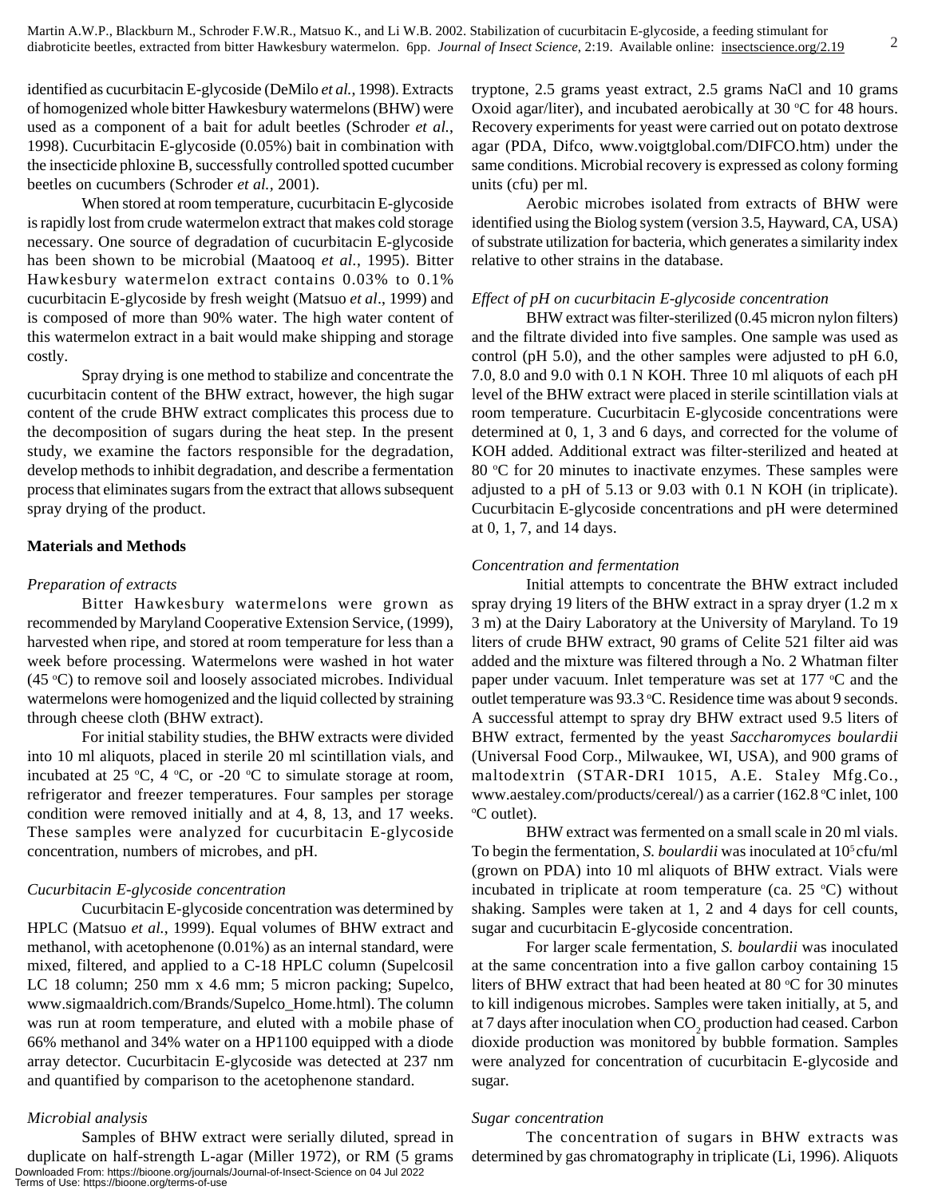identified as cucurbitacin E-glycoside (DeMilo *et al.*, 1998). Extracts of homogenized whole bitter Hawkesbury watermelons (BHW) were used as a component of a bait for adult beetles (Schroder *et al.*, 1998). Cucurbitacin E-glycoside (0.05%) bait in combination with the insecticide phloxine B, successfully controlled spotted cucumber beetles on cucumbers (Schroder *et al.*, 2001).

When stored at room temperature, cucurbitacin E-glycoside is rapidly lost from crude watermelon extract that makes cold storage necessary. One source of degradation of cucurbitacin E-glycoside has been shown to be microbial (Maatooq *et al.*, 1995). Bitter Hawkesbury watermelon extract contains 0.03% to 0.1% cucurbitacin E-glycoside by fresh weight (Matsuo *et al.*, 1999) and is composed of more than 90% water. The high water content of this watermelon extract in a bait would make shipping and storage costly.

Spray drying is one method to stabilize and concentrate the cucurbitacin content of the BHW extract, however, the high sugar content of the crude BHW extract complicates this process due to the decomposition of sugars during the heat step. In the present study, we examine the factors responsible for the degradation, develop methods to inhibit degradation, and describe a fermentation process that eliminates sugars from the extract that allows subsequent spray drying of the product.

## Materials and Methods

### *Preparation of extracts*

Bitter Hawkesbury watermelons were grown as recommended by Maryland Cooperative Extension Service, (1999), harvested when ripe, and stored at room temperature for less than a week before processing. Watermelons were washed in hot water (45 °C) to remove soil and loosely associated microbes. Individual watermelons were homogenized and the liquid collected by straining through cheese cloth (BHW extract).

For initial stability studies, the BHW extracts were divided into 10 ml aliquots, placed in sterile 20 ml scintillation vials, and incubated at 25 °C, 4 °C, or -20 °C to simulate storage at room, refrigerator and freezer temperatures. Four samples per storage condition were removed initially and at 4, 8, 13, and 17 weeks. These samples were analyzed for cucurbitacin E-glycoside concentration, numbers of microbes, and pH.

### *Cucurbitacin E-glycoside concentration*

Cucurbitacin E-glycoside concentration was determined by HPLC (Matsuo *et al.*, 1999). Equal volumes of BHW extract and methanol, with acetophenone (0.01%) as an internal standard, were mixed, filtered, and applied to a C-18 HPLC column (Supelcosil LC 18 column; 250 mm x 4.6 mm; 5 micron packing; Supelco, www.sigmaaldrich.com/Brands/Supelco_Home.html). The column was run at room temperature, and eluted with a mobile phase of 66% methanol and 34% water on a HP1100 equipped with a diode array detector. Cucurbitacin E-glycoside was detected at 237 nm and quantified by comparison to the acetophenone standard.

### *Microbial analysis*

Samples of BHW extract were serially diluted, spread in duplicate on half-strength L-agar (Miller 1972), or RM (5 grams tryptone, 2.5 grams yeast extract, 2.5 grams NaCl and 10 grams Oxoid agar/liter), and incubated aerobically at 30 °C for 48 hours. Recovery experiments for yeast were carried out on potato dextrose agar (PDA, Difco, www.voigtglobal.com/DIFCO.htm) under the same conditions. Microbial recovery is expressed as colony forming units (cfu) per ml.

Aerobic microbes isolated from extracts of BHW were identified using the Biolog system (version 3.5, Hayward, CA, USA) of substrate utilization for bacteria, which generates a similarity index relative to other strains in the database.

### *Effect of pH on cucurbitacin E-glycoside concentration*

BHW extract was filter-sterilized (0.45 micron nylon filters) and the filtrate divided into five samples. One sample was used as control (pH 5.0), and the other samples were adjusted to pH 6.0, 7.0, 8.0 and 9.0 with 0.1 N KOH. Three 10 ml aliquots of each pH level of the BHW extract were placed in sterile scintillation vials at room temperature. Cucurbitacin E-glycoside concentrations were determined at 0, 1, 3 and 6 days, and corrected for the volume of KOH added. Additional extract was filter-sterilized and heated at 80 °C for 20 minutes to inactivate enzymes. These samples were adjusted to a pH of 5.13 or 9.03 with 0.1 N KOH (in triplicate). Cucurbitacin E-glycoside concentrations and pH were determined at 0, 1, 7, and 14 days.

### *Concentration and fermentation*

Initial attempts to concentrate the BHW extract included spray drying 19 liters of the BHW extract in a spray dryer (1.2 m x 3 m) at the Dairy Laboratory at the University of Maryland. To 19 liters of crude BHW extract, 90 grams of Celite 521 filter aid was added and the mixture was filtered through a No. 2 Whatman filter paper under vacuum. Inlet temperature was set at 177 °C and the outlet temperature was 93.3 °C. Residence time was about 9 seconds. A successful attempt to spray dry BHW extract used 9.5 liters of BHW extract, fermented by the yeast *Saccharomyces boulardii* (Universal Food Corp., Milwaukee, WI, USA), and 900 grams of maltodextrin (STAR-DRI 1015, A.E. Staley Mfg.Co., www.aestaley.com/products/cereal/) as a carrier (162.8 °C inlet, 100 °C outlet).

BHW extract was fermented on a small scale in 20 ml vials. To begin the fermentation, *S. boulardii* was inoculated at $10^5$ cfu/ml (grown on PDA) into 10 ml aliquots of BHW extract. Vials were incubated in triplicate at room temperature (ca. 25 °C) without shaking. Samples were taken at 1, 2 and 4 days for cell counts, sugar and cucurbitacin E-glycoside concentration.

For larger scale fermentation, *S. boulardii* was inoculated at the same concentration into a five gallon carboy containing 15 liters of BHW extract that had been heated at 80 °C for 30 minutes to kill indigenous microbes. Samples were taken initially, at 5, and at 7 days after inoculation when $CO_2$ production had ceased. Carbon dioxide production was monitored by bubble formation. Samples were analyzed for concentration of cucurbitacin E-glycoside and sugar.

### *Sugar concentration*

The concentration of sugars in BHW extracts was determined by gas chromatography in triplicate (Li, 1996). Aliquots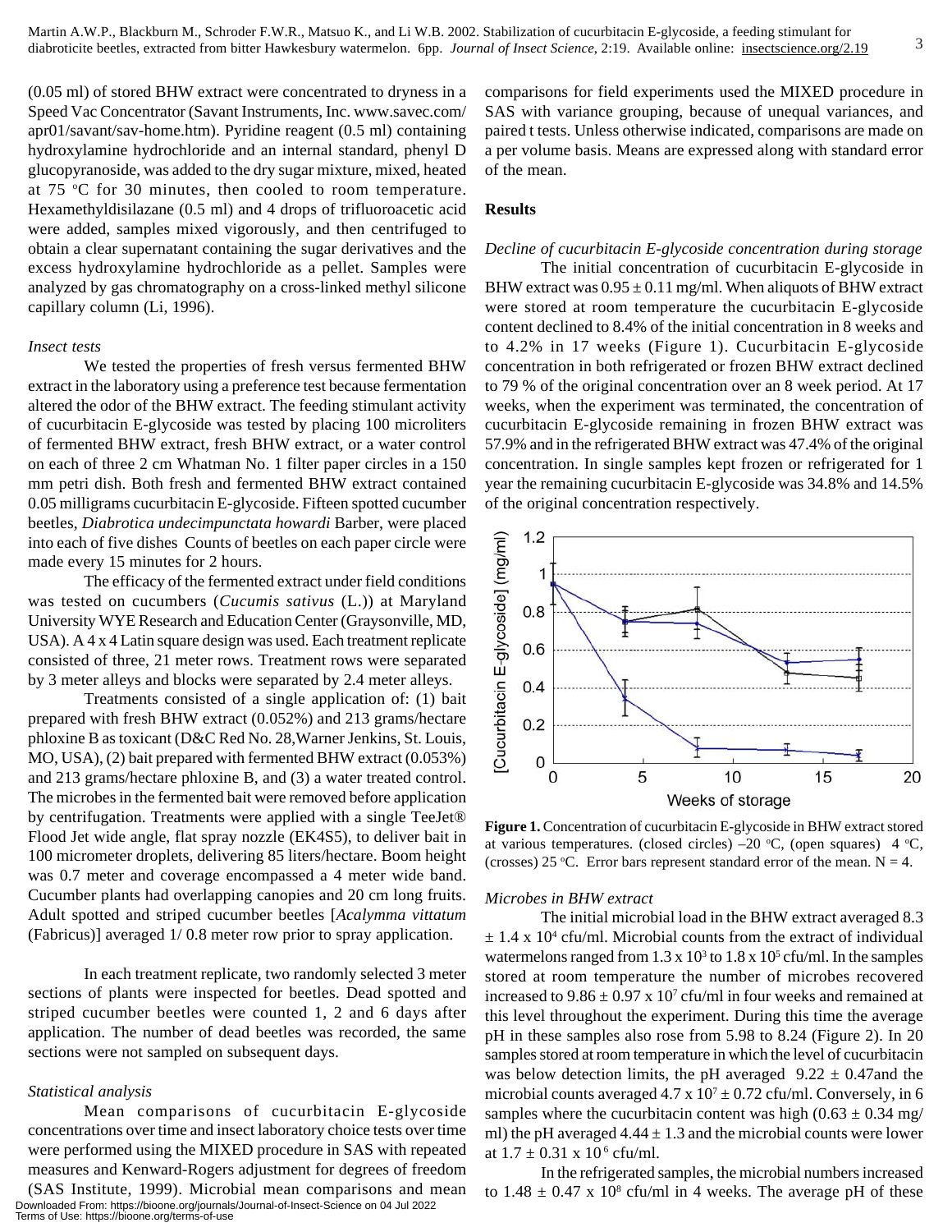(0.05 ml) of stored BHW extract were concentrated to dryness in a Speed Vac Concentrator (Savant Instruments, Inc. www.savec.com/apr01/savant/sav-home.htm). Pyridine reagent (0.5 ml) containing hydroxylamine hydrochloride and an internal standard, phenyl D glucopyranoside, was added to the dry sugar mixture, mixed, heated at 75 °C for 30 minutes, then cooled to room temperature. Hexamethyldisilazane (0.5 ml) and 4 drops of trifluoroacetic acid were added, samples mixed vigorously, and then centrifuged to obtain a clear supernatant containing the sugar derivatives and the excess hydroxylamine hydrochloride as a pellet. Samples were analyzed by gas chromatography on a cross-linked methyl silicone capillary column (Li, 1996).

*Insect tests*

We tested the properties of fresh versus fermented BHW extract in the laboratory using a preference test because fermentation altered the odor of the BHW extract. The feeding stimulant activity of cucurbitacin E-glycoside was tested by placing 100 microliters of fermented BHW extract, fresh BHW extract, or a water control on each of three 2 cm Whatman No. 1 filter paper circles in a 150 mm petri dish. Both fresh and fermented BHW extract contained 0.05 milligrams cucurbitacin E-glycoside. Fifteen spotted cucumber beetles, *Diabrotica undecimpunctata howardi* Barber, were placed into each of five dishes Counts of beetles on each paper circle were made every 15 minutes for 2 hours.

The efficacy of the fermented extract under field conditions was tested on cucumbers (*Cucumis sativus* (L.)) at Maryland University WYE Research and Education Center (Graysonville, MD, USA). A 4 x 4 Latin square design was used. Each treatment replicate consisted of three, 21 meter rows. Treatment rows were separated by 3 meter alleys and blocks were separated by 2.4 meter alleys.

Treatments consisted of a single application of: (1) bait prepared with fresh BHW extract (0.052%) and 213 grams/hectare phloxine B as toxicant (D&C Red No. 28,Warner Jenkins, St. Louis, MO, USA), (2) bait prepared with fermented BHW extract (0.053%) and 213 grams/hectare phloxine B, and (3) a water treated control. The microbes in the fermented bait were removed before application by centrifugation. Treatments were applied with a single TeeJet® Flood Jet wide angle, flat spray nozzle (EK4S5), to deliver bait in 100 micrometer droplets, delivering 85 liters/hectare. Boom height was 0.7 meter and coverage encompassed a 4 meter wide band. Cucumber plants had overlapping canopies and 20 cm long fruits. Adult spotted and striped cucumber beetles [*Acalymma vittatum* (Fabricus)] averaged 1/ 0.8 meter row prior to spray application.

In each treatment replicate, two randomly selected 3 meter sections of plants were inspected for beetles. Dead spotted and striped cucumber beetles were counted 1, 2 and 6 days after application. The number of dead beetles was recorded, the same sections were not sampled on subsequent days.

*Statistical analysis*

Mean comparisons of cucurbitacin E-glycoside concentrations over time and insect laboratory choice tests over time were performed using the MIXED procedure in SAS with repeated measures and Kenward-Rogers adjustment for degrees of freedom (SAS Institute, 1999). Microbial mean comparisons and mean comparisons for field experiments used the MIXED procedure in SAS with variance grouping, because of unequal variances, and paired t tests. Unless otherwise indicated, comparisons are made on a per volume basis. Means are expressed along with standard error of the mean.

## Results

*Decline of cucurbitacin E-glycoside concentration during storage*

The initial concentration of cucurbitacin E-glycoside in BHW extract was $0.95 \pm 0.11$ mg/ml. When aliquots of BHW extract were stored at room temperature the cucurbitacin E-glycoside content declined to 8.4% of the initial concentration in 8 weeks and to 4.2% in 17 weeks (Figure 1). Cucurbitacin E-glycoside concentration in both refrigerated or frozen BHW extract declined to 79 % of the original concentration over an 8 week period. At 17 weeks, when the experiment was terminated, the concentration of cucurbitacin E-glycoside remaining in frozen BHW extract was 57.9% and in the refrigerated BHW extract was 47.4% of the original concentration. In single samples kept frozen or refrigerated for 1 year the remaining cucurbitacin E-glycoside was 34.8% and 14.5% of the original concentration respectively.

**Figure 1.** Concentration of cucurbitacin E-glycoside in BHW extract stored at various temperatures. (closed circles) –20 °C, (open squares) 4 °C, (crosses) 25 °C. Error bars represent standard error of the mean. N = 4.

*Microbes in BHW extract*

The initial microbial load in the BHW extract averaged $8.3 \pm 1.4 \times 10^4$ cfu/ml. Microbial counts from the extract of individual watermelons ranged from $1.3 \times 10^3$ to $1.8 \times 10^5$ cfu/ml. In the samples stored at room temperature the number of microbes recovered increased to $9.86 \pm 0.97 \times 10^7$ cfu/ml in four weeks and remained at this level throughout the experiment. During this time the average pH in these samples also rose from 5.98 to 8.24 (Figure 2). In 20 samples stored at room temperature in which the level of cucurbitacin was below detection limits, the pH averaged $9.22 \pm 0.47$and the microbial counts averaged $4.7 \times 10^7 \pm 0.72$ cfu/ml. Conversely, in 6 samples where the cucurbitacin content was high ($0.63 \pm 0.34$ mg/ml) the pH averaged $4.44 \pm 1.3$ and the microbial counts were lower at $1.7 \pm 0.31 \times 10^6$ cfu/ml.

In the refrigerated samples, the microbial numbers increased to $1.48 \pm 0.47 \times 10^8$ cfu/ml in 4 weeks. The average pH of these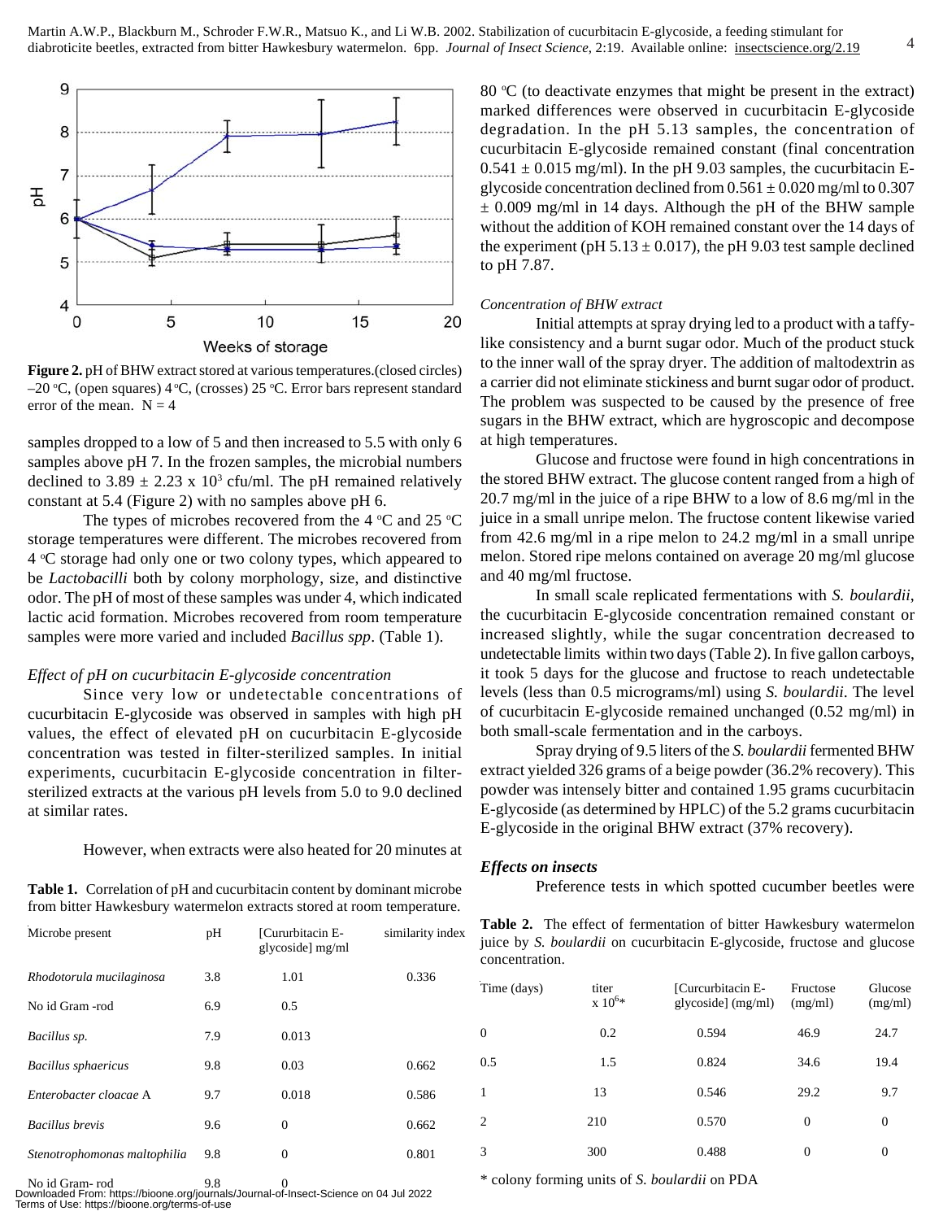**Figure 2.** pH of BHW extract stored at various temperatures.(closed circles) –20 °C, (open squares) 4 °C, (crosses) 25 °C. Error bars represent standard error of the mean. N = 4

samples dropped to a low of 5 and then increased to 5.5 with only 6 samples above pH 7. In the frozen samples, the microbial numbers declined to $3.89 \pm 2.23 \times 10^3$ cfu/ml. The pH remained relatively constant at 5.4 (Figure 2) with no samples above pH 6.

The types of microbes recovered from the 4 °C and 25 °C storage temperatures were different. The microbes recovered from 4 °C storage had only one or two colony types, which appeared to be *Lactobacilli* both by colony morphology, size, and distinctive odor. The pH of most of these samples was under 4, which indicated lactic acid formation. Microbes recovered from room temperature samples were more varied and included *Bacillus spp*. (Table 1).

*Effect of pH on cucurbitacin E-glycoside concentration*

Since very low or undetectable concentrations of cucurbitacin E-glycoside was observed in samples with high pH values, the effect of elevated pH on cucurbitacin E-glycoside concentration was tested in filter-sterilized samples. In initial experiments, cucurbitacin E-glycoside concentration in filter-sterilized extracts at the various pH levels from 5.0 to 9.0 declined at similar rates.

However, when extracts were also heated for 20 minutes at 80 °C (to deactivate enzymes that might be present in the extract) marked differences were observed in cucurbitacin E-glycoside degradation. In the pH 5.13 samples, the concentration of cucurbitacin E-glycoside remained constant (final concentration $0.541 \pm 0.015$ mg/ml). In the pH 9.03 samples, the cucurbitacin E-glycoside concentration declined from $0.561 \pm 0.020$ mg/ml to $0.307 \pm 0.009$ mg/ml in 14 days. Although the pH of the BHW sample without the addition of KOH remained constant over the 14 days of the experiment (pH $5.13 \pm 0.017$), the pH 9.03 test sample declined to pH 7.87.

**Table 1.** Correlation of pH and cucurbitacin content by dominant microbe from bitter Hawkesbury watermelon extracts stored at room temperature.

| Microbe present | pH | [Cururbitacin E-glycoside] mg/ml | similarity index |
|---|---|---|---|
| *Rhodotorula mucilaginosa* | 3.8 | 1.01 | 0.336 |
| No id Gram -rod | 6.9 | 0.5 | |
| *Bacillus sp.* | 7.9 | 0.013 | |
| *Bacillus sphaericus* | 9.8 | 0.03 | 0.662 |
| *Enterobacter cloacae* A | 9.7 | 0.018 | 0.586 |
| *Bacillus brevis* | 9.6 | 0 | 0.662 |
| *Stenotrophomonas maltophilia* | 9.8 | 0 | 0.801 |
| No id Gram- rod | 9.8 | 0 | |

*Concentration of BHW extract*

Initial attempts at spray drying led to a product with a taffy-like consistency and a burnt sugar odor. Much of the product stuck to the inner wall of the spray dryer. The addition of maltodextrin as a carrier did not eliminate stickiness and burnt sugar odor of product. The problem was suspected to be caused by the presence of free sugars in the BHW extract, which are hygroscopic and decompose at high temperatures.

Glucose and fructose were found in high concentrations in the stored BHW extract. The glucose content ranged from a high of 20.7 mg/ml in the juice of a ripe BHW to a low of 8.6 mg/ml in the juice in a small unripe melon. The fructose content likewise varied from 42.6 mg/ml in a ripe melon to 24.2 mg/ml in a small unripe melon. Stored ripe melons contained on average 20 mg/ml glucose and 40 mg/ml fructose.

In small scale replicated fermentations with *S. boulardii*, the cucurbitacin E-glycoside concentration remained constant or increased slightly, while the sugar concentration decreased to undetectable limits within two days (Table 2). In five gallon carboys, it took 5 days for the glucose and fructose to reach undetectable levels (less than 0.5 micrograms/ml) using *S. boulardii*. The level of cucurbitacin E-glycoside remained unchanged (0.52 mg/ml) in both small-scale fermentation and in the carboys.

Spray drying of 9.5 liters of the *S. boulardii* fermented BHW extract yielded 326 grams of a beige powder (36.2% recovery). This powder was intensely bitter and contained 1.95 grams cucurbitacin E-glycoside (as determined by HPLC) of the 5.2 grams cucurbitacin E-glycoside in the original BHW extract (37% recovery).

**Table 2.** The effect of fermentation of bitter Hawkesbury watermelon juice by *S. boulardii* on cucurbitacin E-glycoside, fructose and glucose concentration.

| Time (days) | titer x $10^6$* | [Curcurbitacin E-glycoside] (mg/ml) | Fructose (mg/ml) | Glucose (mg/ml) |
|---|---|---|---|---|
| 0 | 0.2 | 0.594 | 46.9 | 24.7 |
| 0.5 | 1.5 | 0.824 | 34.6 | 19.4 |
| 1 | 13 | 0.546 | 29.2 | 9.7 |
| 2 | 210 | 0.570 | 0 | 0 |
| 3 | 300 | 0.488 | 0 | 0 |

\* colony forming units of *S. boulardii* on PDA

### *Effects on insects*

Preference tests in which spotted cucumber beetles were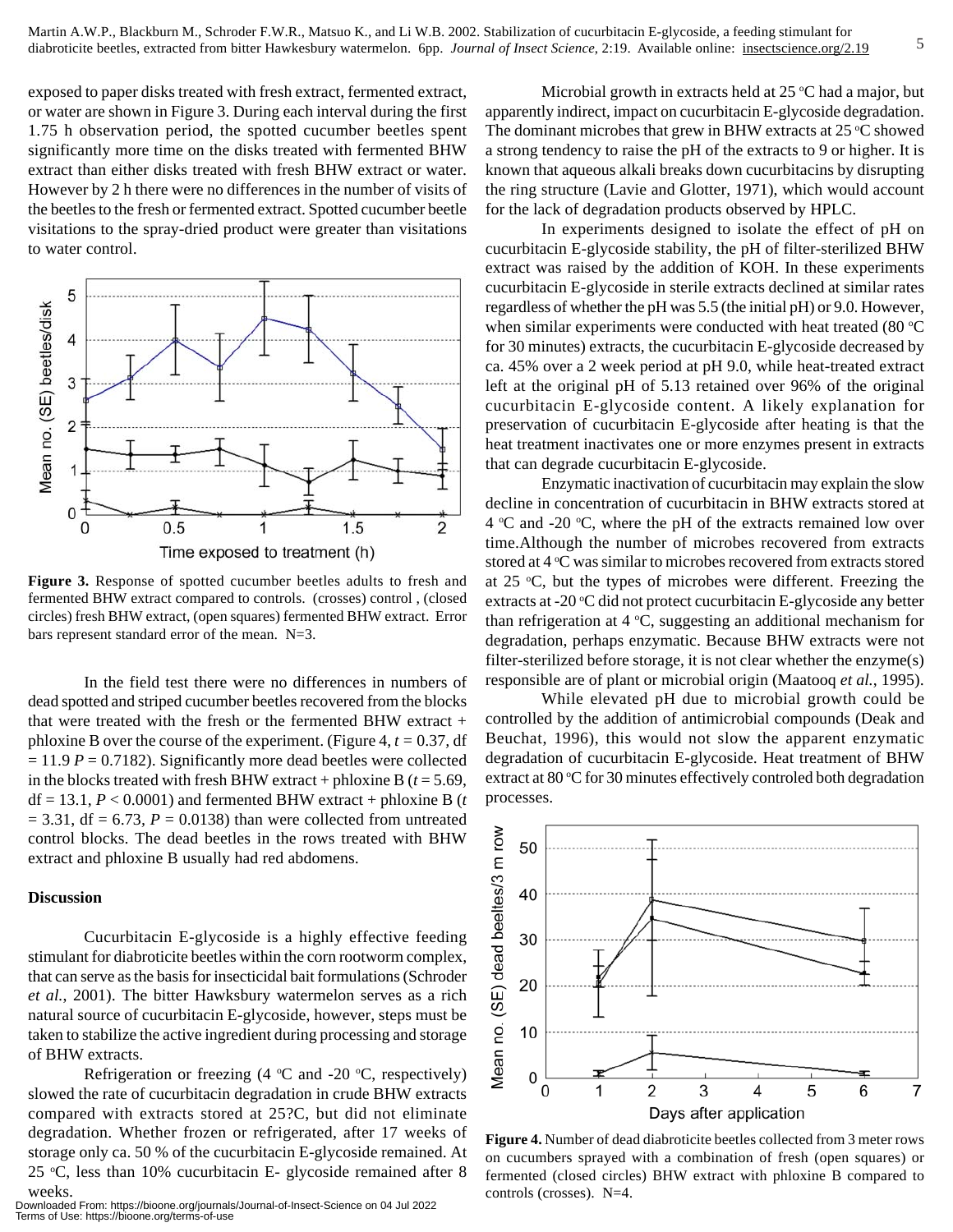exposed to paper disks treated with fresh extract, fermented extract, or water are shown in Figure 3. During each interval during the first 1.75 h observation period, the spotted cucumber beetles spent significantly more time on the disks treated with fermented BHW extract than either disks treated with fresh BHW extract or water. However by 2 h there were no differences in the number of visits of the beetles to the fresh or fermented extract. Spotted cucumber beetle visitations to the spray-dried product were greater than visitations to water control.

**Figure 3.** Response of spotted cucumber beetles adults to fresh and fermented BHW extract compared to controls. (crosses) control , (closed circles) fresh BHW extract, (open squares) fermented BHW extract. Error bars represent standard error of the mean. N=3.

In the field test there were no differences in numbers of dead spotted and striped cucumber beetles recovered from the blocks that were treated with the fresh or the fermented BHW extract + phloxine B over the course of the experiment. (Figure 4, $t = 0.37$, df $= 11.9$ $P = 0.7182$). Significantly more dead beetles were collected in the blocks treated with fresh BHW extract + phloxine B ($t = 5.69$, df $= 13.1$, $P < 0.0001$) and fermented BHW extract + phloxine B ($t = 3.31$, df $= 6.73$, $P = 0.0138$) than were collected from untreated control blocks. The dead beetles in the rows treated with BHW extract and phloxine B usually had red abdomens.

## Discussion

Cucurbitacin E-glycoside is a highly effective feeding stimulant for diabroticite beetles within the corn rootworm complex, that can serve as the basis for insecticidal bait formulations (Schroder *et al.*, 2001). The bitter Hawksbury watermelon serves as a rich natural source of cucurbitacin E-glycoside, however, steps must be taken to stabilize the active ingredient during processing and storage of BHW extracts.

Refrigeration or freezing (4 °C and -20 °C, respectively) slowed the rate of cucurbitacin degradation in crude BHW extracts compared with extracts stored at 25?C, but did not eliminate degradation. Whether frozen or refrigerated, after 17 weeks of storage only ca. 50 % of the cucurbitacin E-glycoside remained. At 25 °C, less than 10% cucurbitacin E- glycoside remained after 8 weeks.

Microbial growth in extracts held at 25 °C had a major, but apparently indirect, impact on cucurbitacin E-glycoside degradation. The dominant microbes that grew in BHW extracts at 25 °C showed a strong tendency to raise the pH of the extracts to 9 or higher. It is known that aqueous alkali breaks down cucurbitacins by disrupting the ring structure (Lavie and Glotter, 1971), which would account for the lack of degradation products observed by HPLC.

In experiments designed to isolate the effect of pH on cucurbitacin E-glycoside stability, the pH of filter-sterilized BHW extract was raised by the addition of KOH. In these experiments cucurbitacin E-glycoside in sterile extracts declined at similar rates regardless of whether the pH was 5.5 (the initial pH) or 9.0. However, when similar experiments were conducted with heat treated (80 °C for 30 minutes) extracts, the cucurbitacin E-glycoside decreased by ca. 45% over a 2 week period at pH 9.0, while heat-treated extract left at the original pH of 5.13 retained over 96% of the original cucurbitacin E-glycoside content. A likely explanation for preservation of cucurbitacin E-glycoside after heating is that the heat treatment inactivates one or more enzymes present in extracts that can degrade cucurbitacin E-glycoside.

Enzymatic inactivation of cucurbitacin may explain the slow decline in concentration of cucurbitacin in BHW extracts stored at 4 °C and -20 °C, where the pH of the extracts remained low over time.Although the number of microbes recovered from extracts stored at 4 °C was similar to microbes recovered from extracts stored at 25 °C, but the types of microbes were different. Freezing the extracts at -20 °C did not protect cucurbitacin E-glycoside any better than refrigeration at 4 °C, suggesting an additional mechanism for degradation, perhaps enzymatic. Because BHW extracts were not filter-sterilized before storage, it is not clear whether the enzyme(s) responsible are of plant or microbial origin (Maatooq *et al.*, 1995).

While elevated pH due to microbial growth could be controlled by the addition of antimicrobial compounds (Deak and Beuchat, 1996), this would not slow the apparent enzymatic degradation of cucurbitacin E-glycoside. Heat treatment of BHW extract at 80 °C for 30 minutes effectively controled both degradation processes.

**Figure 4.** Number of dead diabroticite beetles collected from 3 meter rows on cucumbers sprayed with a combination of fresh (open squares) or fermented (closed circles) BHW extract with phloxine B compared to controls (crosses). N=4.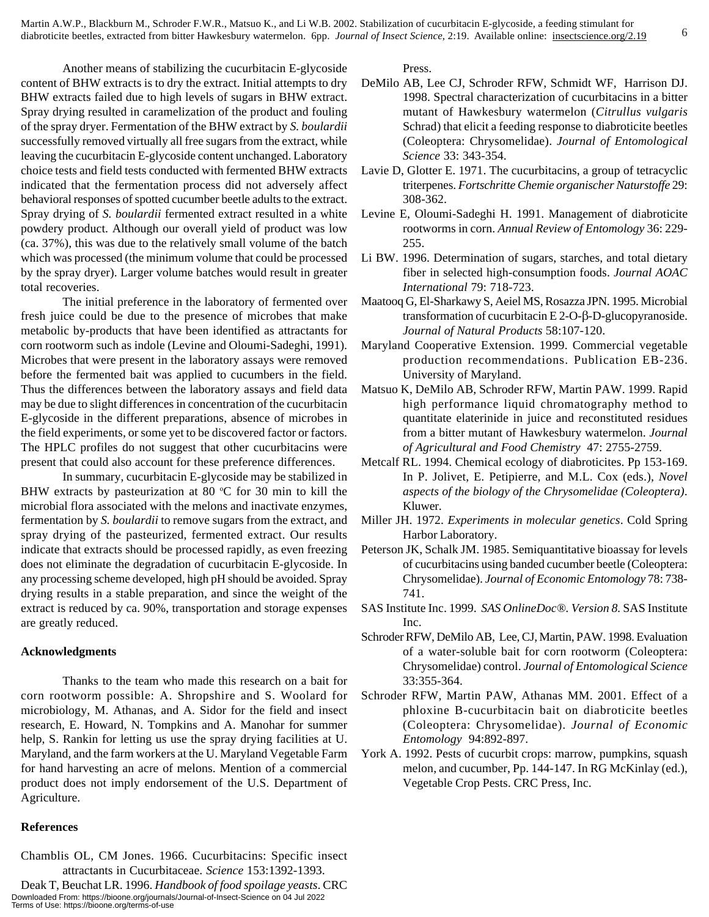Another means of stabilizing the cucurbitacin E-glycoside content of BHW extracts is to dry the extract. Initial attempts to dry BHW extracts failed due to high levels of sugars in BHW extract. Spray drying resulted in caramelization of the product and fouling of the spray dryer. Fermentation of the BHW extract by *S. boulardii* successfully removed virtually all free sugars from the extract, while leaving the cucurbitacin E-glycoside content unchanged. Laboratory choice tests and field tests conducted with fermented BHW extracts indicated that the fermentation process did not adversely affect behavioral responses of spotted cucumber beetle adults to the extract. Spray drying of *S. boulardii* fermented extract resulted in a white powdery product. Although our overall yield of product was low (ca. 37%), this was due to the relatively small volume of the batch which was processed (the minimum volume that could be processed by the spray dryer). Larger volume batches would result in greater total recoveries.

The initial preference in the laboratory of fermented over fresh juice could be due to the presence of microbes that make metabolic by-products that have been identified as attractants for corn rootworm such as indole (Levine and Oloumi-Sadeghi, 1991). Microbes that were present in the laboratory assays were removed before the fermented bait was applied to cucumbers in the field. Thus the differences between the laboratory assays and field data may be due to slight differences in concentration of the cucurbitacin E-glycoside in the different preparations, absence of microbes in the field experiments, or some yet to be discovered factor or factors. The HPLC profiles do not suggest that other cucurbitacins were present that could also account for these preference differences.

In summary, cucurbitacin E-glycoside may be stabilized in BHW extracts by pasteurization at 80 °C for 30 min to kill the microbial flora associated with the melons and inactivate enzymes, fermentation by *S. boulardii* to remove sugars from the extract, and spray drying of the pasteurized, fermented extract. Our results indicate that extracts should be processed rapidly, as even freezing does not eliminate the degradation of cucurbitacin E-glycoside. In any processing scheme developed, high pH should be avoided. Spray drying results in a stable preparation, and since the weight of the extract is reduced by ca. 90%, transportation and storage expenses are greatly reduced.

**Acknowledgments**

Thanks to the team who made this research on a bait for corn rootworm possible: A. Shropshire and S. Woolard for microbiology, M. Athanas, and A. Sidor for the field and insect research, E. Howard, N. Tompkins and A. Manohar for summer help, S. Rankin for letting us use the spray drying facilities at U. Maryland, and the farm workers at the U. Maryland Vegetable Farm for hand harvesting an acre of melons. Mention of a commercial product does not imply endorsement of the U.S. Department of Agriculture.

**References**

Chamblis OL, CM Jones. 1966. Cucurbitacins: Specific insect attractants in Cucurbitaceae. *Science* 153:1392-1393.

Deak T, Beuchat LR. 1996. *Handbook of food spoilage yeasts*. CRC Press.

DeMilo AB, Lee CJ, Schroder RFW, Schmidt WF, Harrison DJ. 1998. Spectral characterization of cucurbitacins in a bitter mutant of Hawkesbury watermelon (*Citrullus vulgaris* Schrad) that elicit a feeding response to diabroticite beetles (Coleoptera: Chrysomelidae). *Journal of Entomological Science* 33: 343-354.

Lavie D, Glotter E. 1971. The cucurbitacins, a group of tetracyclic triterpenes. *Fortschritte Chemie organischer Naturstoffe* 29: 308-362.

Levine E, Oloumi-Sadeghi H. 1991. Management of diabroticite rootworms in corn. *Annual Review of Entomology* 36: 229-255.

Li BW. 1996. Determination of sugars, starches, and total dietary fiber in selected high-consumption foods. *Journal AOAC International* 79: 718-723.

Maatooq G, El-Sharkawy S, Aeiel MS, Rosazza JPN. 1995. Microbial transformation of cucurbitacin E 2-O-β-D-glucopyranoside. *Journal of Natural Products* 58:107-120.

Maryland Cooperative Extension. 1999. Commercial vegetable production recommendations. Publication EB-236. University of Maryland.

Matsuo K, DeMilo AB, Schroder RFW, Martin PAW. 1999. Rapid high performance liquid chromatography method to quantitate elaterinide in juice and reconstituted residues from a bitter mutant of Hawkesbury watermelon. *Journal of Agricultural and Food Chemistry* 47: 2755-2759.

Metcalf RL. 1994. Chemical ecology of diabroticites. Pp 153-169. In P. Jolivet, E. Petipierre, and M.L. Cox (eds.), *Novel aspects of the biology of the Chrysomelidae (Coleoptera)*. Kluwer.

Miller JH. 1972. *Experiments in molecular genetics*. Cold Spring Harbor Laboratory.

Peterson JK, Schalk JM. 1985. Semiquantitative bioassay for levels of cucurbitacins using banded cucumber beetle (Coleoptera: Chrysomelidae). *Journal of Economic Entomology* 78: 738-741.

SAS Institute Inc. 1999. *SAS OnlineDoc®. Version 8.* SAS Institute Inc.

Schroder RFW, DeMilo AB, Lee, CJ, Martin, PAW. 1998. Evaluation of a water-soluble bait for corn rootworm (Coleoptera: Chrysomelidae) control. *Journal of Entomological Science* 33:355-364.

Schroder RFW, Martin PAW, Athanas MM. 2001. Effect of a phloxine B-cucurbitacin bait on diabroticite beetles (Coleoptera: Chrysomelidae). *Journal of Economic Entomology* 94:892-897.

York A. 1992. Pests of cucurbit crops: marrow, pumpkins, squash melon, and cucumber, Pp. 144-147. In RG McKinlay (ed.), Vegetable Crop Pests. CRC Press, Inc.